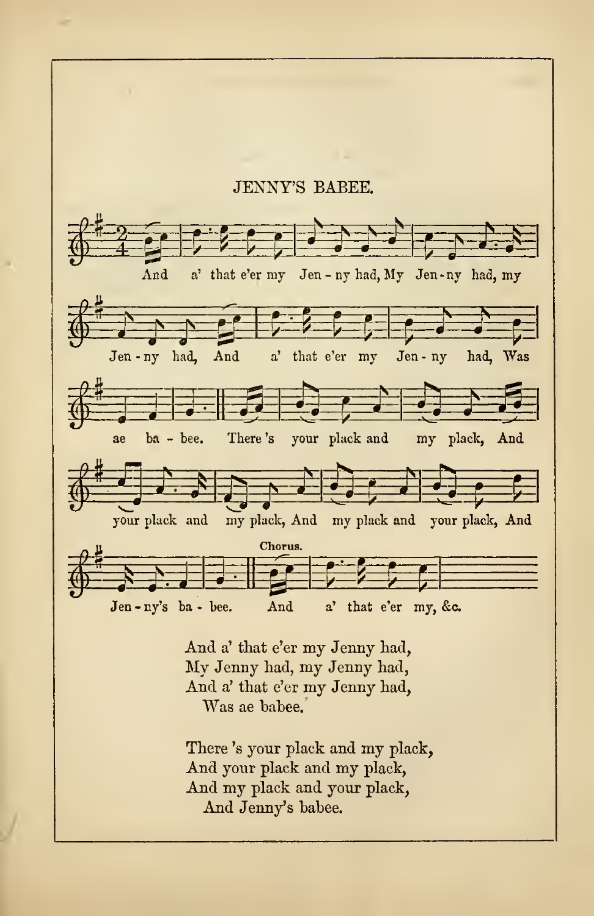# JENNY'S BABEE.

And a' that e'er my Jen - ny had, My Jen-ny had, my Jen - ny had, And a' that e'er my Jen - ny had, Was ae ba - bee. There 's your plack and my plack, And your plack and my plack, And my plack and your plack, And Jen - ny's ba - bee.

**Chorus.** And a' that e'er my, &c.

And a' that e'er my Jenny had,
My Jenny had, my Jenny had,
And a' that e'er my Jenny had,
Was ae babee.

There 's your plack and my plack,
And your plack and my plack,
And my plack and your plack,
And Jenny's babee.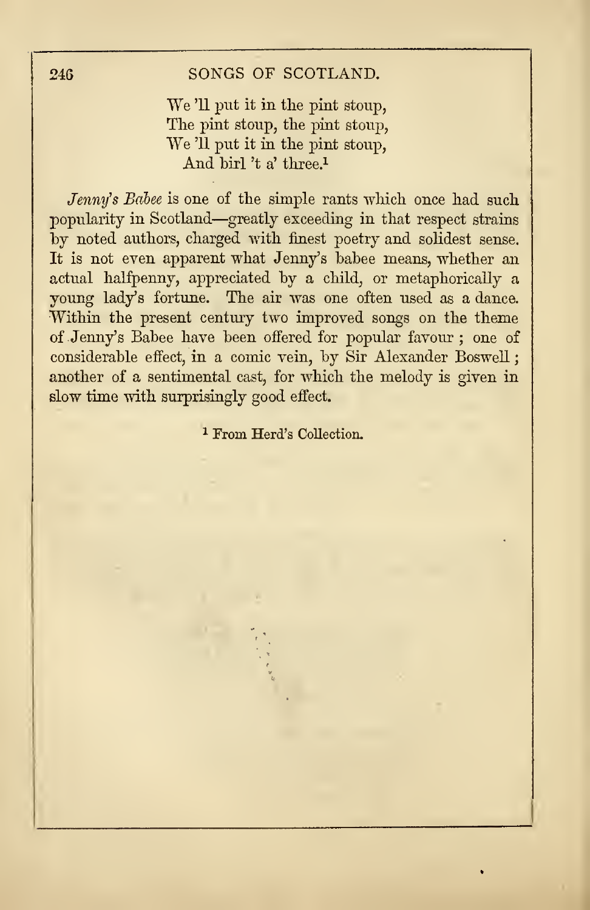We 'll put it in the pint stoup,
The pint stoup, the pint stoup,
We 'll put it in the pint stoup,
And birl 't a' three.[1]

*Jenny's Babee* is one of the simple rants which once had such popularity in Scotland—greatly exceeding in that respect strains by noted authors, charged with finest poetry and solidest sense. It is not even apparent what Jenny's babee means, whether an actual halfpenny, appreciated by a child, or metaphorically a young lady's fortune. The air was one often used as a dance. Within the present century two improved songs on the theme of Jenny's Babee have been offered for popular favour ; one of considerable effect, in a comic vein, by Sir Alexander Boswell ; another of a sentimental cast, for which the melody is given in slow time with surprisingly good effect.

[1] From Herd's Collection.